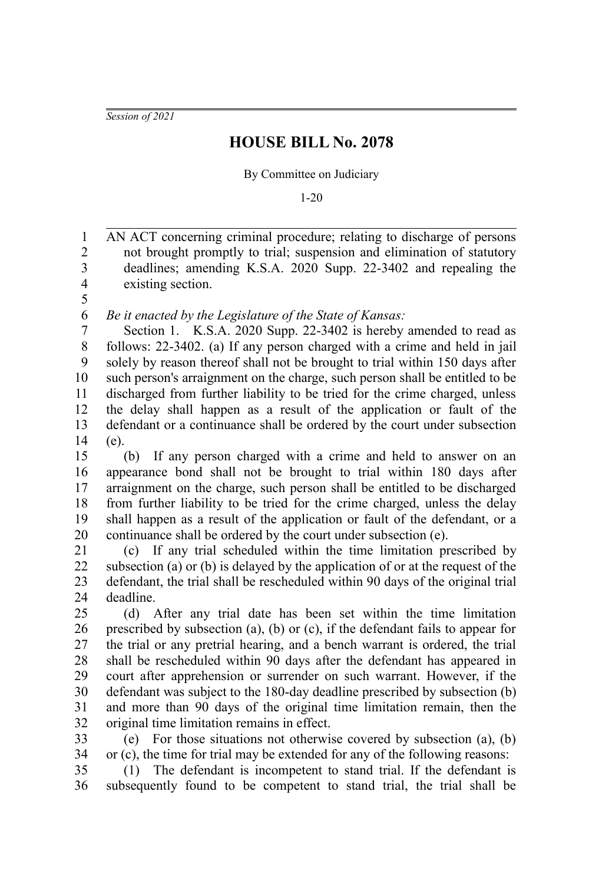*Session of 2021*

# HOUSE BILL No. 2078

By Committee on Judiciary

1-20

AN ACT concerning criminal procedure; relating to discharge of persons not brought promptly to trial; suspension and elimination of statutory deadlines; amending K.S.A. 2020 Supp. 22-3402 and repealing the existing section.

*Be it enacted by the Legislature of the State of Kansas:*

Section 1. K.S.A. 2020 Supp. 22-3402 is hereby amended to read as follows: 22-3402. (a) If any person charged with a crime and held in jail solely by reason thereof shall not be brought to trial within 150 days after such person's arraignment on the charge, such person shall be entitled to be discharged from further liability to be tried for the crime charged, unless the delay shall happen as a result of the application or fault of the defendant or a continuance shall be ordered by the court under subsection (e).

(b) If any person charged with a crime and held to answer on an appearance bond shall not be brought to trial within 180 days after arraignment on the charge, such person shall be entitled to be discharged from further liability to be tried for the crime charged, unless the delay shall happen as a result of the application or fault of the defendant, or a continuance shall be ordered by the court under subsection (e).

(c) If any trial scheduled within the time limitation prescribed by subsection (a) or (b) is delayed by the application of or at the request of the defendant, the trial shall be rescheduled within 90 days of the original trial deadline.

(d) After any trial date has been set within the time limitation prescribed by subsection (a), (b) or (c), if the defendant fails to appear for the trial or any pretrial hearing, and a bench warrant is ordered, the trial shall be rescheduled within 90 days after the defendant has appeared in court after apprehension or surrender on such warrant. However, if the defendant was subject to the 180-day deadline prescribed by subsection (b) and more than 90 days of the original time limitation remain, then the original time limitation remains in effect.

(e) For those situations not otherwise covered by subsection (a), (b) or (c), the time for trial may be extended for any of the following reasons:

(1) The defendant is incompetent to stand trial. If the defendant is subsequently found to be competent to stand trial, the trial shall be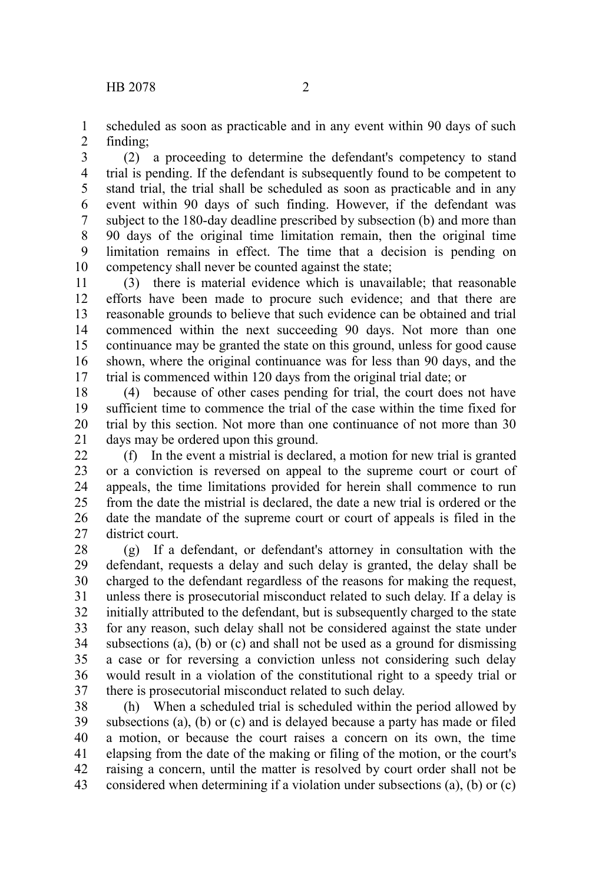scheduled as soon as practicable and in any event within 90 days of such finding;

(2) a proceeding to determine the defendant's competency to stand trial is pending. If the defendant is subsequently found to be competent to stand trial, the trial shall be scheduled as soon as practicable and in any event within 90 days of such finding. However, if the defendant was subject to the 180-day deadline prescribed by subsection (b) and more than 90 days of the original time limitation remain, then the original time limitation remains in effect. The time that a decision is pending on competency shall never be counted against the state;

(3) there is material evidence which is unavailable; that reasonable efforts have been made to procure such evidence; and that there are reasonable grounds to believe that such evidence can be obtained and trial commenced within the next succeeding 90 days. Not more than one continuance may be granted the state on this ground, unless for good cause shown, where the original continuance was for less than 90 days, and the trial is commenced within 120 days from the original trial date; or

(4) because of other cases pending for trial, the court does not have sufficient time to commence the trial of the case within the time fixed for trial by this section. Not more than one continuance of not more than 30 days may be ordered upon this ground.

(f) In the event a mistrial is declared, a motion for new trial is granted or a conviction is reversed on appeal to the supreme court or court of appeals, the time limitations provided for herein shall commence to run from the date the mistrial is declared, the date a new trial is ordered or the date the mandate of the supreme court or court of appeals is filed in the district court.

(g) If a defendant, or defendant's attorney in consultation with the defendant, requests a delay and such delay is granted, the delay shall be charged to the defendant regardless of the reasons for making the request, unless there is prosecutorial misconduct related to such delay. If a delay is initially attributed to the defendant, but is subsequently charged to the state for any reason, such delay shall not be considered against the state under subsections (a), (b) or (c) and shall not be used as a ground for dismissing a case or for reversing a conviction unless not considering such delay would result in a violation of the constitutional right to a speedy trial or there is prosecutorial misconduct related to such delay.

(h) When a scheduled trial is scheduled within the period allowed by subsections (a), (b) or (c) and is delayed because a party has made or filed a motion, or because the court raises a concern on its own, the time elapsing from the date of the making or filing of the motion, or the court's raising a concern, until the matter is resolved by court order shall not be considered when determining if a violation under subsections (a), (b) or (c)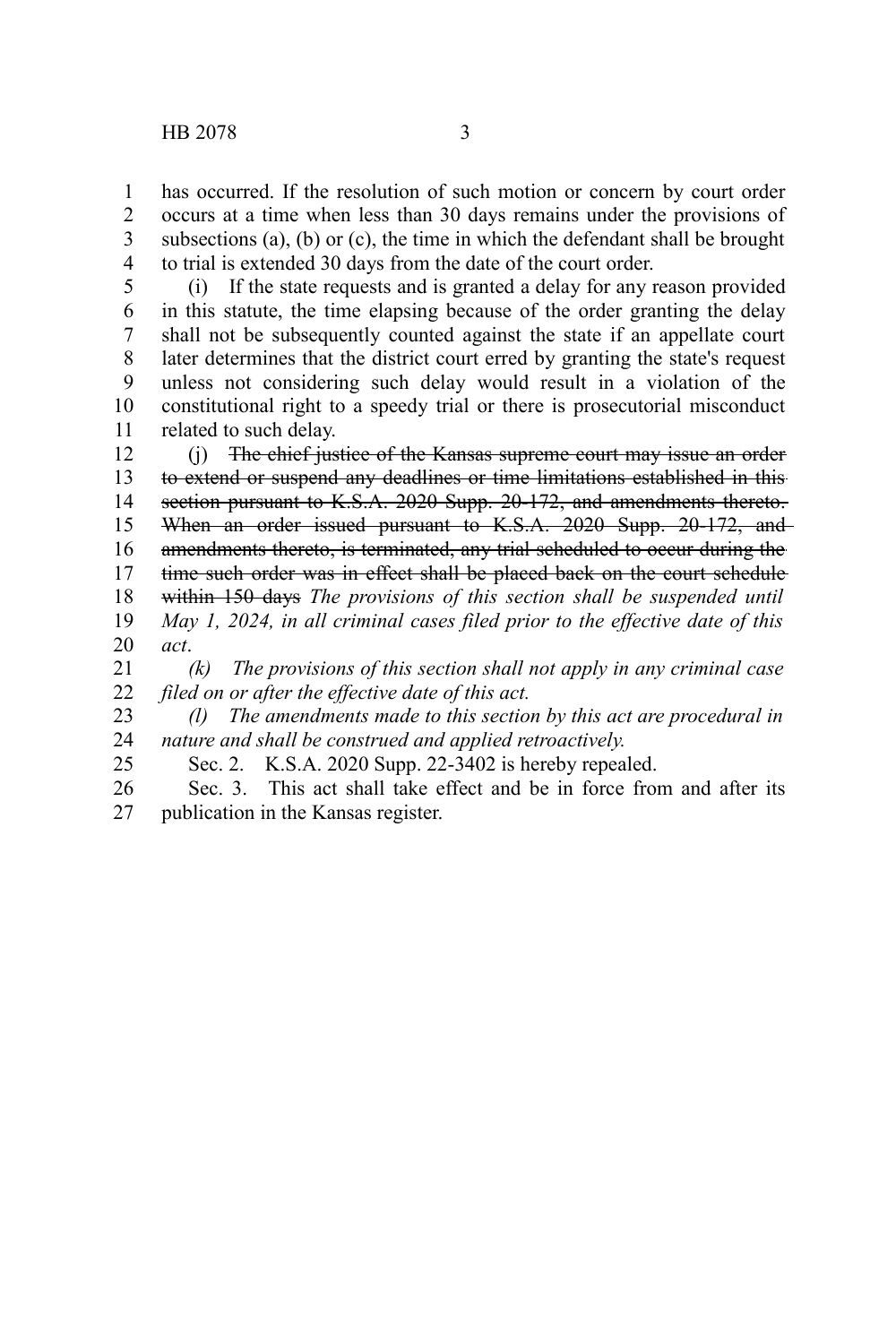has occurred. If the resolution of such motion or concern by court order occurs at a time when less than 30 days remains under the provisions of subsections (a), (b) or (c), the time in which the defendant shall be brought to trial is extended 30 days from the date of the court order.

(i) If the state requests and is granted a delay for any reason provided in this statute, the time elapsing because of the order granting the delay shall not be subsequently counted against the state if an appellate court later determines that the district court erred by granting the state's request unless not considering such delay would result in a violation of the constitutional right to a speedy trial or there is prosecutorial misconduct related to such delay.

(j) ~~The chief justice of the Kansas supreme court may issue an order to extend or suspend any deadlines or time limitations established in this section pursuant to K.S.A. 2020 Supp. 20-172, and amendments thereto. When an order issued pursuant to K.S.A. 2020 Supp. 20-172, and amendments thereto, is terminated, any trial scheduled to occur during the time such order was in effect shall be placed back on the court schedule within 150 days~~ *The provisions of this section shall be suspended until May 1, 2024, in all criminal cases filed prior to the effective date of this act*.

*(k) The provisions of this section shall not apply in any criminal case filed on or after the effective date of this act.*

*(l) The amendments made to this section by this act are procedural in nature and shall be construed and applied retroactively.*

Sec. 2. K.S.A. 2020 Supp. 22-3402 is hereby repealed.

Sec. 3. This act shall take effect and be in force from and after its publication in the Kansas register.